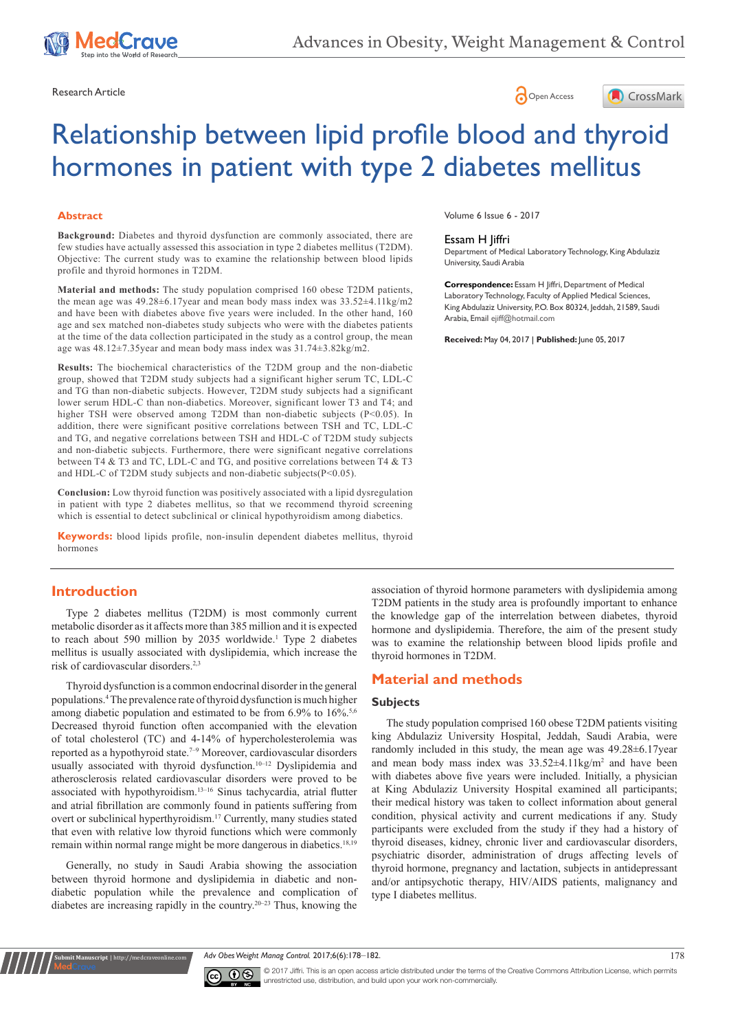Research Article

Open Access

# Relationship between lipid profile blood and thyroid hormones in patient with type 2 diabetes mellitus

Volume 6 Issue 6 - 2017

**Essam H Jiffri**

Department of Medical Laboratory Technology, King Abdulaziz University, Saudi Arabia

**Correspondence:** Essam H Jiffri, Department of Medical Laboratory Technology, Faculty of Applied Medical Sciences, King Abdulaziz University, P.O. Box 80324, Jeddah, 21589, Saudi Arabia, Email ejiff@hotmail.com

**Received:** May 04, 2017 | **Published:** June 05, 2017

## Abstract

**Background:** Diabetes and thyroid dysfunction are commonly associated, there are few studies have actually assessed this association in type 2 diabetes mellitus (T2DM). Objective: The current study was to examine the relationship between blood lipids profile and thyroid hormones in T2DM.

**Material and methods:** The study population comprised 160 obese T2DM patients, the mean age was 49.28±6.17year and mean body mass index was 33.52±4.11kg/m2 and have been with diabetes above five years were included. In the other hand, 160 age and sex matched non-diabetes study subjects who were with the diabetes patients at the time of the data collection participated in the study as a control group, the mean age was 48.12±7.35year and mean body mass index was 31.74±3.82kg/m2.

**Results:** The biochemical characteristics of the T2DM group and the non-diabetic group, showed that T2DM study subjects had a significant higher serum TC, LDL-C and TG than non-diabetic subjects. However, T2DM study subjects had a significant lower serum HDL-C than non-diabetics. Moreover, significant lower T3 and T4; and higher TSH were observed among T2DM than non-diabetic subjects ($P<0.05$). In addition, there were significant positive correlations between TSH and TC, LDL-C and TG, and negative correlations between TSH and HDL-C of T2DM study subjects and non-diabetic subjects. Furthermore, there were significant negative correlations between T4 & T3 and TC, LDL-C and TG, and positive correlations between T4 & T3 and HDL-C of T2DM study subjects and non-diabetic subjects($P<0.05$).

**Conclusion:** Low thyroid function was positively associated with a lipid dysregulation in patient with type 2 diabetes mellitus, so that we recommend thyroid screening which is essential to detect subclinical or clinical hypothyroidism among diabetics.

**Keywords:** blood lipids profile, non-insulin dependent diabetes mellitus, thyroid hormones

## Introduction

Type 2 diabetes mellitus (T2DM) is most commonly current metabolic disorder as it affects more than 385 million and it is expected to reach about 590 million by 2035 worldwide.[1] Type 2 diabetes mellitus is usually associated with dyslipidemia, which increase the risk of cardiovascular disorders.[2,3]

Thyroid dysfunction is a common endocrinal disorder in the general populations.[4] The prevalence rate of thyroid dysfunction is much higher among diabetic population and estimated to be from 6.9% to 16%.[5,6] Decreased thyroid function often accompanied with the elevation of total cholesterol (TC) and 4-14% of hypercholesterolemia was reported as a hypothyroid state.[7–9] Moreover, cardiovascular disorders usually associated with thyroid dysfunction.[10–12] Dyslipidemia and atherosclerosis related cardiovascular disorders were proved to be associated with hypothyroidism.[13–16] Sinus tachycardia, atrial flutter and atrial fibrillation are commonly found in patients suffering from overt or subclinical hyperthyroidism.[17] Currently, many studies stated that even with relative low thyroid functions which were commonly remain within normal range might be more dangerous in diabetics.[18,19]

Generally, no study in Saudi Arabia showing the association between thyroid hormone and dyslipidemia in diabetic and non-diabetic population while the prevalence and complication of diabetes are increasing rapidly in the country.[20–23] Thus, knowing the association of thyroid hormone parameters with dyslipidemia among T2DM patients in the study area is profoundly important to enhance the knowledge gap of the interrelation between diabetes, thyroid hormone and dyslipidemia. Therefore, the aim of the present study was to examine the relationship between blood lipids profile and thyroid hormones in T2DM.

## Material and methods

### Subjects

The study population comprised 160 obese T2DM patients visiting king Abdulaziz University Hospital, Jeddah, Saudi Arabia, were randomly included in this study, the mean age was 49.28±6.17year and mean body mass index was 33.52±4.11kg/m$^2$ and have been with diabetes above five years were included. Initially, a physician at King Abdulaziz University Hospital examined all participants; their medical history was taken to collect information about general condition, physical activity and current medications if any. Study participants were excluded from the study if they had a history of thyroid diseases, kidney, chronic liver and cardiovascular disorders, psychiatric disorder, administration of drugs affecting levels of thyroid hormone, pregnancy and lactation, subjects in antidepressant and/or antipsychotic therapy, HIV/AIDS patients, malignancy and type I diabetes mellitus.

© 2017 Jiffri. This is an open access article distributed under the terms of the Creative Commons Attribution License, which permits unrestricted use, distribution, and build upon your work non-commercially.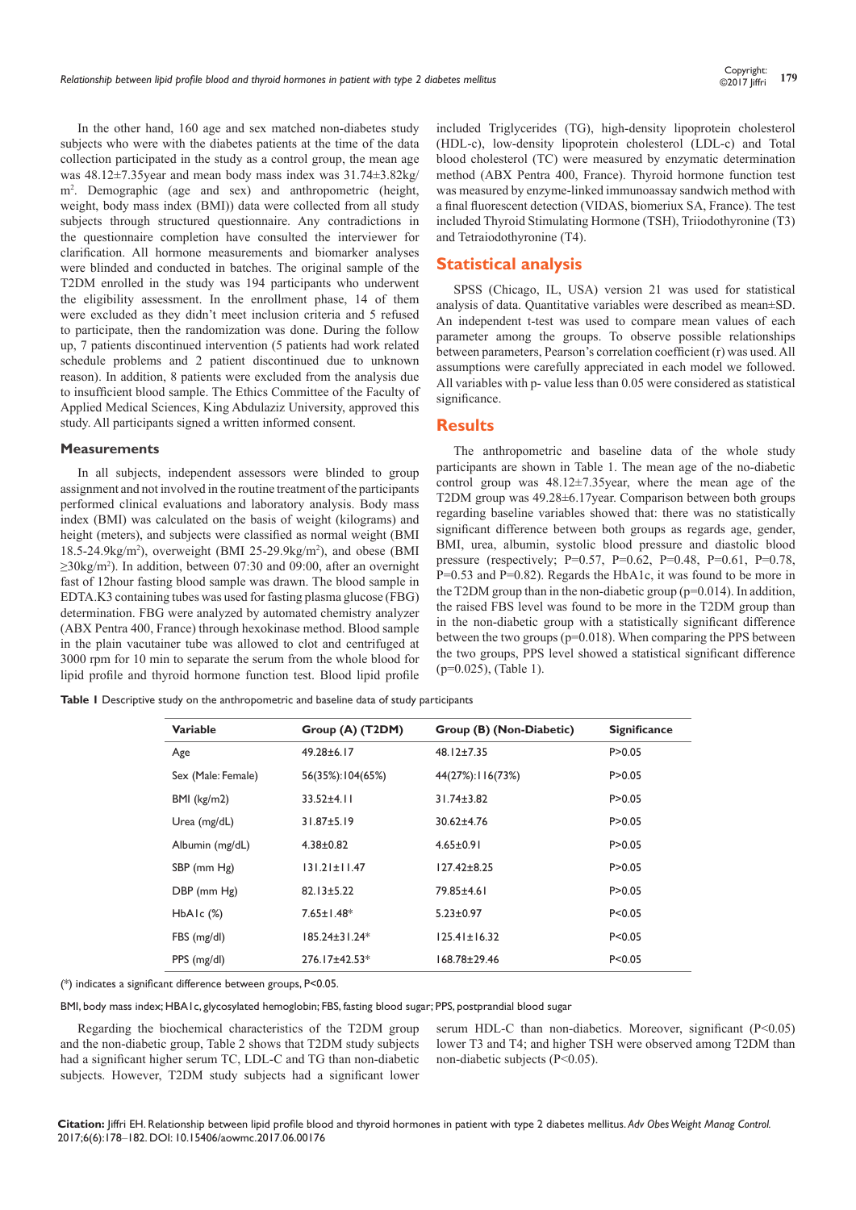In the other hand, 160 age and sex matched non-diabetes study subjects who were with the diabetes patients at the time of the data collection participated in the study as a control group, the mean age was 48.12±7.35year and mean body mass index was 31.74±3.82kg/m². Demographic (age and sex) and anthropometric (height, weight, body mass index (BMI)) data were collected from all study subjects through structured questionnaire. Any contradictions in the questionnaire completion have consulted the interviewer for clarification. All hormone measurements and biomarker analyses were blinded and conducted in batches. The original sample of the T2DM enrolled in the study was 194 participants who underwent the eligibility assessment. In the enrollment phase, 14 of them were excluded as they didn't meet inclusion criteria and 5 refused to participate, then the randomization was done. During the follow up, 7 patients discontinued intervention (5 patients had work related schedule problems and 2 patient discontinued due to unknown reason). In addition, 8 patients were excluded from the analysis due to insufficient blood sample. The Ethics Committee of the Faculty of Applied Medical Sciences, King Abdulaziz University, approved this study. All participants signed a written informed consent.

### Measurements

In all subjects, independent assessors were blinded to group assignment and not involved in the routine treatment of the participants performed clinical evaluations and laboratory analysis. Body mass index (BMI) was calculated on the basis of weight (kilograms) and height (meters), and subjects were classified as normal weight (BMI 18.5-24.9kg/m²), overweight (BMI 25-29.9kg/m²), and obese (BMI ≥30kg/m²). In addition, between 07:30 and 09:00, after an overnight fast of 12hour fasting blood sample was drawn. The blood sample in EDTA.K3 containing tubes was used for fasting plasma glucose (FBG) determination. FBG were analyzed by automated chemistry analyzer (ABX Pentra 400, France) through hexokinase method. Blood sample in the plain vacutainer tube was allowed to clot and centrifuged at 3000 rpm for 10 min to separate the serum from the whole blood for lipid profile and thyroid hormone function test. Blood lipid profile included Triglycerides (TG), high-density lipoprotein cholesterol (HDL-c), low-density lipoprotein cholesterol (LDL-c) and Total blood cholesterol (TC) were measured by enzymatic determination method (ABX Pentra 400, France). Thyroid hormone function test was measured by enzyme-linked immunoassay sandwich method with a final fluorescent detection (VIDAS, biomeriux SA, France). The test included Thyroid Stimulating Hormone (TSH), Triiodothyronine (T3) and Tetraiodothyronine (T4).

## Statistical analysis

SPSS (Chicago, IL, USA) version 21 was used for statistical analysis of data. Quantitative variables were described as mean±SD. An independent t-test was used to compare mean values of each parameter among the groups. To observe possible relationships between parameters, Pearson's correlation coefficient (r) was used. All assumptions were carefully appreciated in each model we followed. All variables with p- value less than 0.05 were considered as statistical significance.

## Results

The anthropometric and baseline data of the whole study participants are shown in Table 1. The mean age of the no-diabetic control group was 48.12±7.35year, where the mean age of the T2DM group was 49.28±6.17year. Comparison between both groups regarding baseline variables showed that: there was no statistically significant difference between both groups as regards age, gender, BMI, urea, albumin, systolic blood pressure and diastolic blood pressure (respectively; P=0.57, P=0.62, P=0.48, P=0.61, P=0.78, P=0.53 and P=0.82). Regards the HbA1c, it was found to be more in the T2DM group than in the non-diabetic group (p=0.014). In addition, the raised FBS level was found to be more in the T2DM group than in the non-diabetic group with a statistically significant difference between the two groups (p=0.018). When comparing the PPS between the two groups, PPS level showed a statistical significant difference (p=0.025), (Table 1).

**Table 1** Descriptive study on the anthropometric and baseline data of study participants

| Variable | Group (A) (T2DM) | Group (B) (Non-Diabetic) | Significance |
|---|---|---|---|
| Age | 49.28±6.17 | 48.12±7.35 | P>0.05 |
| Sex (Male: Female) | 56(35%):104(65%) | 44(27%):116(73%) | P>0.05 |
| BMI (kg/m2) | 33.52±4.11 | 31.74±3.82 | P>0.05 |
| Urea (mg/dL) | 31.87±5.19 | 30.62±4.76 | P>0.05 |
| Albumin (mg/dL) | 4.38±0.82 | 4.65±0.91 | P>0.05 |
| SBP (mm Hg) | 131.21±11.47 | 127.42±8.25 | P>0.05 |
| DBP (mm Hg) | 82.13±5.22 | 79.85±4.61 | P>0.05 |
| HbA1c (%) | 7.65±1.48* | 5.23±0.97 | P<0.05 |
| FBS (mg/dl) | 185.24±31.24* | 125.41±16.32 | P<0.05 |
| PPS (mg/dl) | 276.17±42.53* | 168.78±29.46 | P<0.05 |

(*) indicates a significant difference between groups, P<0.05.

BMI, body mass index; HBA1c, glycosylated hemoglobin; FBS, fasting blood sugar; PPS, postprandial blood sugar

Regarding the biochemical characteristics of the T2DM group and the non-diabetic group, Table 2 shows that T2DM study subjects had a significant higher serum TC, LDL-C and TG than non-diabetic subjects. However, T2DM study subjects had a significant lower serum HDL-C than non-diabetics. Moreover, significant (P<0.05) lower T3 and T4; and higher TSH were observed among T2DM than non-diabetic subjects (P<0.05).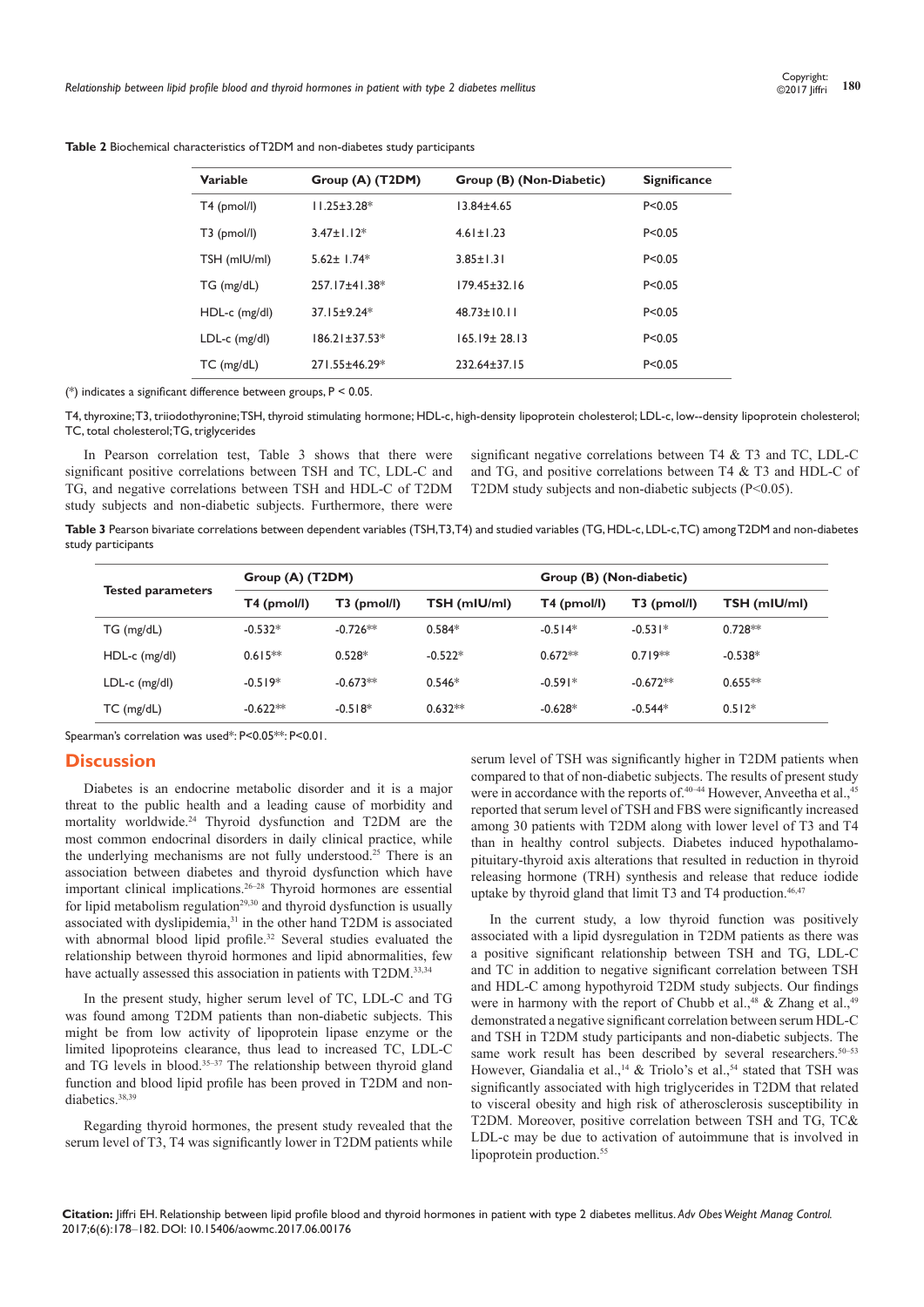**Table 2** Biochemical characteristics of T2DM and non-diabetes study participants

| Variable | Group (A) (T2DM) | Group (B) (Non-Diabetic) | Significance |
|---|---|---|---|
| T4 (pmol/l) | 11.25±3.28* | 13.84±4.65 | P<0.05 |
| T3 (pmol/l) | 3.47±1.12* | 4.61±1.23 | P<0.05 |
| TSH (mIU/ml) | 5.62± 1.74* | 3.85±1.31 | P<0.05 |
| TG (mg/dL) | 257.17±41.38* | 179.45±32.16 | P<0.05 |
| HDL-c (mg/dl) | 37.15±9.24* | 48.73±10.11 | P<0.05 |
| LDL-c (mg/dl) | 186.21±37.53* | 165.19± 28.13 | P<0.05 |
| TC (mg/dL) | 271.55±46.29* | 232.64±37.15 | P<0.05 |

(*) indicates a significant difference between groups, P < 0.05.

T4, thyroxine; T3, triiodothyronine; TSH, thyroid stimulating hormone; HDL-c, high-density lipoprotein cholesterol; LDL-c, low--density lipoprotein cholesterol; TC, total cholesterol; TG, triglycerides

In Pearson correlation test, Table 3 shows that there were significant positive correlations between TSH and TC, LDL-C and TG, and negative correlations between TSH and HDL-C of T2DM study subjects and non-diabetic subjects. Furthermore, there were significant negative correlations between T4 & T3 and TC, LDL-C and TG, and positive correlations between T4 & T3 and HDL-C of T2DM study subjects and non-diabetic subjects (P<0.05).

**Table 3** Pearson bivariate correlations between dependent variables (TSH,T3,T4) and studied variables (TG, HDL-c, LDL-c,TC) among T2DM and non-diabetes study participants

| Tested parameters | Group (A) (T2DM) | | | Group (B) (Non-diabetic) | | |
|---|---|---|---|---|---|---|
| | T4 (pmol/l) | T3 (pmol/l) | TSH (mIU/ml) | T4 (pmol/l) | T3 (pmol/l) | TSH (mIU/ml) |
| TG (mg/dL) | -0.532* | -0.726** | 0.584* | -0.514* | -0.531* | 0.728** |
| HDL-c (mg/dl) | 0.615** | 0.528* | -0.522* | 0.672** | 0.719** | -0.538* |
| LDL-c (mg/dl) | -0.519* | -0.673** | 0.546* | -0.591* | -0.672** | 0.655** |
| TC (mg/dL) | -0.622** | -0.518* | 0.632** | -0.628* | -0.544* | 0.512* |

Spearman's correlation was used*: P<0.05**: P<0.01.

## Discussion

Diabetes is an endocrine metabolic disorder and it is a major threat to the public health and a leading cause of morbidity and mortality worldwide.[24] Thyroid dysfunction and T2DM are the most common endocrinal disorders in daily clinical practice, while the underlying mechanisms are not fully understood.[25] There is an association between diabetes and thyroid dysfunction which have important clinical implications.[26–28] Thyroid hormones are essential for lipid metabolism regulation[29,30] and thyroid dysfunction is usually associated with dyslipidemia,[31] in the other hand T2DM is associated with abnormal blood lipid profile.[32] Several studies evaluated the relationship between thyroid hormones and lipid abnormalities, few have actually assessed this association in patients with T2DM.[33,34]

In the present study, higher serum level of TC, LDL-C and TG was found among T2DM patients than non-diabetic subjects. This might be from low activity of lipoprotein lipase enzyme or the limited lipoproteins clearance, thus lead to increased TC, LDL-C and TG levels in blood.[35–37] The relationship between thyroid gland function and blood lipid profile has been proved in T2DM and non-diabetics.[38,39]

Regarding thyroid hormones, the present study revealed that the serum level of T3, T4 was significantly lower in T2DM patients while serum level of TSH was significantly higher in T2DM patients when compared to that of non-diabetic subjects. The results of present study were in accordance with the reports of.[40–44] However, Anveetha et al.,[45] reported that serum level of TSH and FBS were significantly increased among 30 patients with T2DM along with lower level of T3 and T4 than in healthy control subjects. Diabetes induced hypothalamo-pituitary-thyroid axis alterations that resulted in reduction in thyroid releasing hormone (TRH) synthesis and release that reduce iodide uptake by thyroid gland that limit T3 and T4 production.[46,47]

In the current study, a low thyroid function was positively associated with a lipid dysregulation in T2DM patients as there was a positive significant relationship between TSH and TG, LDL-C and TC in addition to negative significant correlation between TSH and HDL-C among hypothyroid T2DM study subjects. Our findings were in harmony with the report of Chubb et al.,[48] & Zhang et al.,[49] demonstrated a negative significant correlation between serum HDL-C and TSH in T2DM study participants and non-diabetic subjects. The same work result has been described by several researchers.[50–53] However, Giandalia et al.,[14] & Triolo's et al.,[54] stated that TSH was significantly associated with high triglycerides in T2DM that related to visceral obesity and high risk of atherosclerosis susceptibility in T2DM. Moreover, positive correlation between TSH and TG, TC& LDL-c may be due to activation of autoimmune that is involved in lipoprotein production.[55]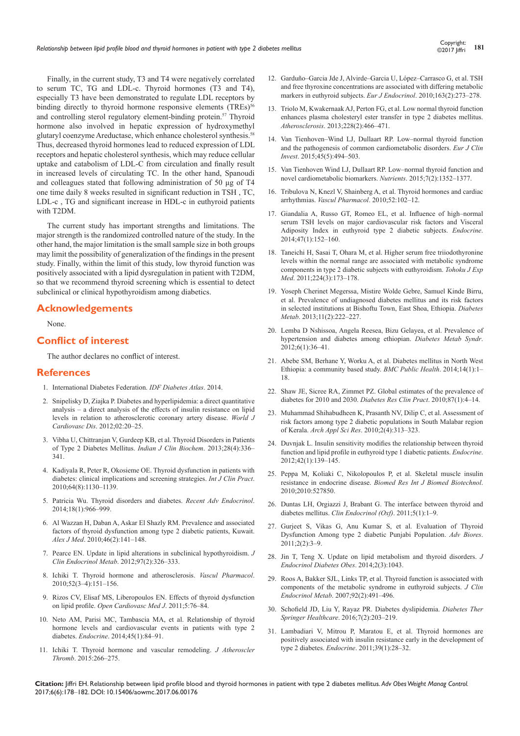Finally, in the current study, T3 and T4 were negatively correlated to serum TC, TG and LDL-c. Thyroid hormones (T3 and T4), especially T3 have been demonstrated to regulate LDL receptors by binding directly to thyroid hormone responsive elements (TREs)[56] and controlling sterol regulatory element-binding protein.[57] Thyroid hormone also involved in hepatic expression of hydroxymethyl glutaryl coenzyme Areductase, which enhance cholesterol synthesis.[58] Thus, decreased thyroid hormones lead to reduced expression of LDL receptors and hepatic cholesterol synthesis, which may reduce cellular uptake and catabolism of LDL-C from circulation and finally result in increased levels of circulating TC. In the other hand, Spanoudi and colleagues stated that following administration of 50 µg of T4 one time daily 8 weeks resulted in significant reduction in TSH , TC, LDL-c , TG and significant increase in HDL-c in euthyroid patients with T2DM.

The current study has important strengths and limitations. The major strength is the randomized controlled nature of the study. In the other hand, the major limitation is the small sample size in both groups may limit the possibility of generalization of the findings in the present study. Finally, within the limit of this study, low thyroid function was positively associated with a lipid dysregulation in patient with T2DM, so that we recommend thyroid screening which is essential to detect subclinical or clinical hypothyroidism among diabetics.

## Acknowledgements

None.

## Conflict of interest

The author declares no conflict of interest.

## References

1. International Diabetes Federation. *IDF Diabetes Atlas*. 2014.
2. Snipelisky D, Ziajka P. Diabetes and hyperlipidemia: a direct quantitative analysis – a direct analysis of the effects of insulin resistance on lipid levels in relation to atherosclerotic coronary artery disease. *World J Cardiovasc Dis*. 2012;02:20–25.
3. Vibha U, Chittranjan V, Gurdeep KB, et al. Thyroid Disorders in Patients of Type 2 Diabetes Mellitus. *Indian J Clin Biochem*. 2013;28(4):336–341.
4. Kadiyala R, Peter R, Okosieme OE. Thyroid dysfunction in patients with diabetes: clinical implications and screening strategies. *Int J Clin Pract*. 2010;64(8):1130–1139.
5. Patricia Wu. Thyroid disorders and diabetes. *Recent Adv Endocrinol*. 2014;18(1):966–999.
6. Al Wazzan H, Daban A, Askar El Shazly RM. Prevalence and associated factors of thyroid dysfunction among type 2 diabetic patients, Kuwait. *Alex J Med*. 2010;46(2):141–148.
7. Pearce EN. Update in lipid alterations in subclinical hypothyroidism. *J Clin Endocrinol Metab*. 2012;97(2):326–333.
8. Ichiki T. Thyroid hormone and atherosclerosis. *Vascul Pharmacol*. 2010;52(3–4):151–156.
9. Rizos CV, Elisaf MS, Liberopoulos EN. Effects of thyroid dysfunction on lipid profile. *Open Cardiovasc Med J*. 2011;5:76–84.
10. Neto AM, Parisi MC, Tambascia MA, et al. Relationship of thyroid hormone levels and cardiovascular events in patients with type 2 diabetes. *Endocrine*. 2014;45(1):84–91.
11. Ichiki T. Thyroid hormone and vascular remodeling. *J Atheroscler Thromb*. 2015:266–275.
12. Garduño–Garcia Jde J, Alvirde–Garcia U, López–Carrasco G, et al. TSH and free thyroxine concentrations are associated with differing metabolic markers in euthyroid subjects. *Eur J Endocrinol*. 2010;163(2):273–278.
13. Triolo M, Kwakernaak AJ, Perton FG, et al. Low normal thyroid function enhances plasma cholesteryl ester transfer in type 2 diabetes mellitus. *Atherosclerosis*. 2013;228(2):466–471.
14. Van Tienhoven–Wind LJ, Dullaart RP. Low–normal thyroid function and the pathogenesis of common cardiometabolic disorders. *Eur J Clin Invest*. 2015;45(5):494–503.
15. Van Tienhoven Wind LJ, Dullaart RP. Low–normal thyroid function and novel cardiometabolic biomarkers. *Nutrients*. 2015;7(2):1352–1377.
16. Tribulova N, Knezl V, Shainberg A, et al. Thyroid hormones and cardiac arrhythmias. *Vascul Pharmacol*. 2010;52:102–12.
17. Giandalia A, Russo GT, Romeo EL, et al. Influence of high–normal serum TSH levels on major cardiovascular risk factors and Visceral Adiposity Index in euthyroid type 2 diabetic subjects. *Endocrine*. 2014;47(1):152–160.
18. Taneichi H, Sasai T, Ohara M, et al. Higher serum free triiodothyronine levels within the normal range are associated with metabolic syndrome components in type 2 diabetic subjects with euthyroidism. *Tohoku J Exp Med*. 2011;224(3):173–178.
19. Yoseph Cherinet Megerssa, Mistire Wolde Gebre, Samuel Kinde Birru, et al. Prevalence of undiagnosed diabetes mellitus and its risk factors in selected institutions at Bishoftu Town, East Shoa, Ethiopia. *Diabetes Metab*. 2013;11(2):222–227.
20. Lemba D Nshissoa, Angela Reesea, Bizu Gelayea, et al. Prevalence of hypertension and diabetes among ethiopian. *Diabetes Metab Syndr*. 2012;6(1):36–41.
21. Abebe SM, Berhane Y, Worku A, et al. Diabetes mellitus in North West Ethiopia: a community based study. *BMC Public Health*. 2014;14(1):1–18.
22. Shaw JE, Sicree RA, Zimmet PZ. Global estimates of the prevalence of diabetes for 2010 and 2030. *Diabetes Res Clin Pract*. 2010;87(1):4–14.
23. Muhammad Shihabudheen K, Prasanth NV, Dilip C, et al. Assessment of risk factors among type 2 diabetic populations in South Malabar region of Kerala. *Arch Appl Sci Res*. 2010;2(4):313–323.
24. Duvnjak L. Insulin sensitivity modifies the relationship between thyroid function and lipid profile in euthyroid type 1 diabetic patients. *Endocrine*. 2012;42(1):139–145.
25. Peppa M, Koliaki C, Nikolopoulos P, et al. Skeletal muscle insulin resistance in endocrine disease. *Biomed Res Int J Biomed Biotechnol*. 2010;2010:527850.
26. Duntas LH, Orgiazzi J, Brabant G. The interface between thyroid and diabetes mellitus. *Clin Endocrinol (Oxf)*. 2011;5(1):1–9.
27. Gurjeet S, Vikas G, Anu Kumar S, et al. Evaluation of Thyroid Dysfunction Among type 2 diabetic Punjabi Population. *Adv Biores*. 2011;2(2):3–9.
28. Jin T, Teng X. Update on lipid metabolism and thyroid disorders. *J Endocrinol Diabetes Obes*. 2014;2(3):1043.
29. Roos A, Bakker SJL, Links TP, et al. Thyroid function is associated with components of the metabolic syndrome in euthyroid subjects. *J Clin Endocrinol Metab*. 2007;92(2):491–496.
30. Schofield JD, Liu Y, Rayaz PR. Diabetes dyslipidemia. *Diabetes Ther Springer Healthcare*. 2016;7(2):203–219.
31. Lambadiari V, Mitrou P, Maratou E, et al. Thyroid hormones are positively associated with insulin resistance early in the development of type 2 diabetes. *Endocrine*. 2011;39(1):28–32.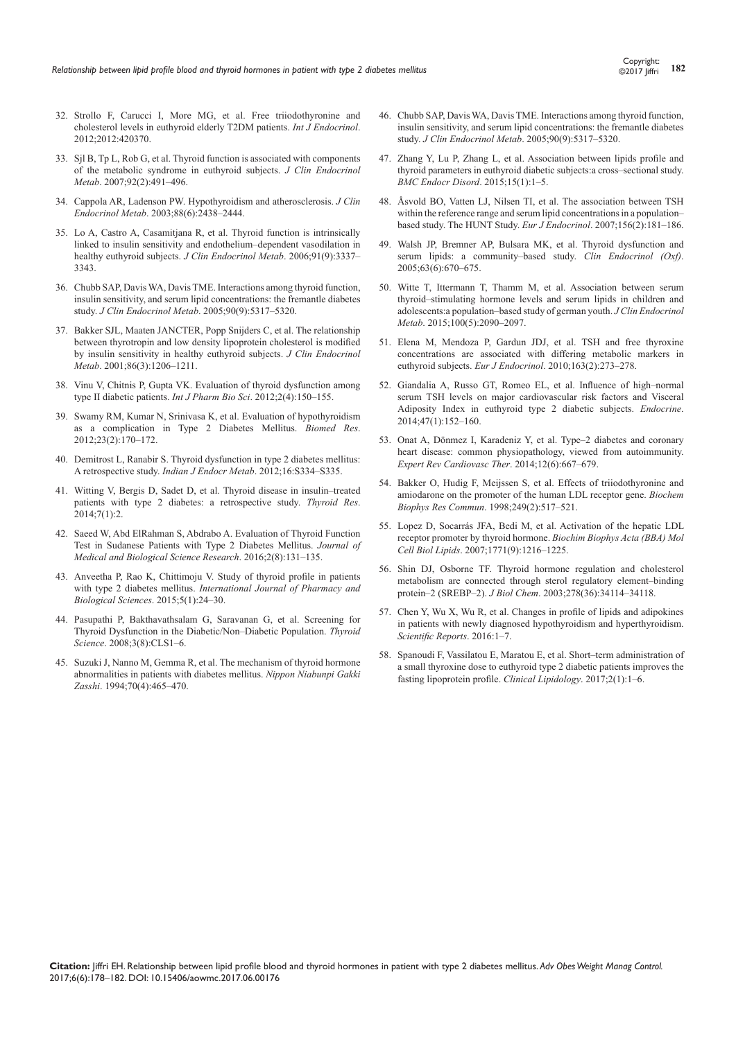32. Strollo F, Carucci I, More MG, et al. Free triiodothyronine and cholesterol levels in euthyroid elderly T2DM patients. *Int J Endocrinol*. 2012;2012:420370.
33. Sjl B, Tp L, Rob G, et al. Thyroid function is associated with components of the metabolic syndrome in euthyroid subjects. *J Clin Endocrinol Metab*. 2007;92(2):491–496.
34. Cappola AR, Ladenson PW. Hypothyroidism and atherosclerosis. *J Clin Endocrinol Metab*. 2003;88(6):2438–2444.
35. Lo A, Castro A, Casamitjana R, et al. Thyroid function is intrinsically linked to insulin sensitivity and endothelium–dependent vasodilation in healthy euthyroid subjects. *J Clin Endocrinol Metab*. 2006;91(9):3337–3343.
36. Chubb SAP, Davis WA, Davis TME. Interactions among thyroid function, insulin sensitivity, and serum lipid concentrations: the fremantle diabetes study. *J Clin Endocrinol Metab*. 2005;90(9):5317–5320.
37. Bakker SJL, Maaten JANCTER, Popp Snijders C, et al. The relationship between thyrotropin and low density lipoprotein cholesterol is modified by insulin sensitivity in healthy euthyroid subjects. *J Clin Endocrinol Metab*. 2001;86(3):1206–1211.
38. Vinu V, Chitnis P, Gupta VK. Evaluation of thyroid dysfunction among type II diabetic patients. *Int J Pharm Bio Sci*. 2012;2(4):150–155.
39. Swamy RM, Kumar N, Srinivasa K, et al. Evaluation of hypothyroidism as a complication in Type 2 Diabetes Mellitus. *Biomed Res*. 2012;23(2):170–172.
40. Demitrost L, Ranabir S. Thyroid dysfunction in type 2 diabetes mellitus: A retrospective study. *Indian J Endocr Metab*. 2012;16:S334–S335.
41. Witting V, Bergis D, Sadet D, et al. Thyroid disease in insulin–treated patients with type 2 diabetes: a retrospective study. *Thyroid Res*. 2014;7(1):2.
42. Saeed W, Abd ElRahman S, Abdrabo A. Evaluation of Thyroid Function Test in Sudanese Patients with Type 2 Diabetes Mellitus. *Journal of Medical and Biological Science Research*. 2016;2(8):131–135.
43. Anveetha P, Rao K, Chittimoju V. Study of thyroid profile in patients with type 2 diabetes mellitus. *International Journal of Pharmacy and Biological Sciences*. 2015;5(1):24–30.
44. Pasupathi P, Bakthavathsalam G, Saravanan G, et al. Screening for Thyroid Dysfunction in the Diabetic/Non–Diabetic Population. *Thyroid Science*. 2008;3(8):CLS1–6.
45. Suzuki J, Nanno M, Gemma R, et al. The mechanism of thyroid hormone abnormalities in patients with diabetes mellitus. *Nippon Niabunpi Gakki Zasshi*. 1994;70(4):465–470.
46. Chubb SAP, Davis WA, Davis TME. Interactions among thyroid function, insulin sensitivity, and serum lipid concentrations: the fremantle diabetes study. *J Clin Endocrinol Metab*. 2005;90(9):5317–5320.
47. Zhang Y, Lu P, Zhang L, et al. Association between lipids profile and thyroid parameters in euthyroid diabetic subjects:a cross–sectional study. *BMC Endocr Disord*. 2015;15(1):1–5.
48. Åsvold BO, Vatten LJ, Nilsen TI, et al. The association between TSH within the reference range and serum lipid concentrations in a population–based study. The HUNT Study. *Eur J Endocrinol*. 2007;156(2):181–186.
49. Walsh JP, Bremner AP, Bulsara MK, et al. Thyroid dysfunction and serum lipids: a community–based study. *Clin Endocrinol (Oxf)*. 2005;63(6):670–675.
50. Witte T, Ittermann T, Thamm M, et al. Association between serum thyroid–stimulating hormone levels and serum lipids in children and adolescents:a population–based study of german youth. *J Clin Endocrinol Metab*. 2015;100(5):2090–2097.
51. Elena M, Mendoza P, Gardun JDJ, et al. TSH and free thyroxine concentrations are associated with differing metabolic markers in euthyroid subjects. *Eur J Endocrinol*. 2010;163(2):273–278.
52. Giandalia A, Russo GT, Romeo EL, et al. Influence of high–normal serum TSH levels on major cardiovascular risk factors and Visceral Adiposity Index in euthyroid type 2 diabetic subjects. *Endocrine*. 2014;47(1):152–160.
53. Onat A, Dönmez I, Karadeniz Y, et al. Type–2 diabetes and coronary heart disease: common physiopathology, viewed from autoimmunity. *Expert Rev Cardiovasc Ther*. 2014;12(6):667–679.
54. Bakker O, Hudig F, Meijssen S, et al. Effects of triiodothyronine and amiodarone on the promoter of the human LDL receptor gene. *Biochem Biophys Res Commun*. 1998;249(2):517–521.
55. Lopez D, Socarrás JFA, Bedi M, et al. Activation of the hepatic LDL receptor promoter by thyroid hormone. *Biochim Biophys Acta (BBA) Mol Cell Biol Lipids*. 2007;1771(9):1216–1225.
56. Shin DJ, Osborne TF. Thyroid hormone regulation and cholesterol metabolism are connected through sterol regulatory element–binding protein–2 (SREBP–2). *J Biol Chem*. 2003;278(36):34114–34118.
57. Chen Y, Wu X, Wu R, et al. Changes in profile of lipids and adipokines in patients with newly diagnosed hypothyroidism and hyperthyroidism. *Scientific Reports*. 2016:1–7.
58. Spanoudi F, Vassilatou E, Maratou E, et al. Short–term administration of a small thyroxine dose to euthyroid type 2 diabetic patients improves the fasting lipoprotein profile. *Clinical Lipidology*. 2017;2(1):1–6.

**Citation:** Jiffri EH. Relationship between lipid profile blood and thyroid hormones in patient with type 2 diabetes mellitus. *Adv Obes Weight Manag Control.* 2017;6(6):178–182. DOI: 10.15406/aowmc.2017.06.00176